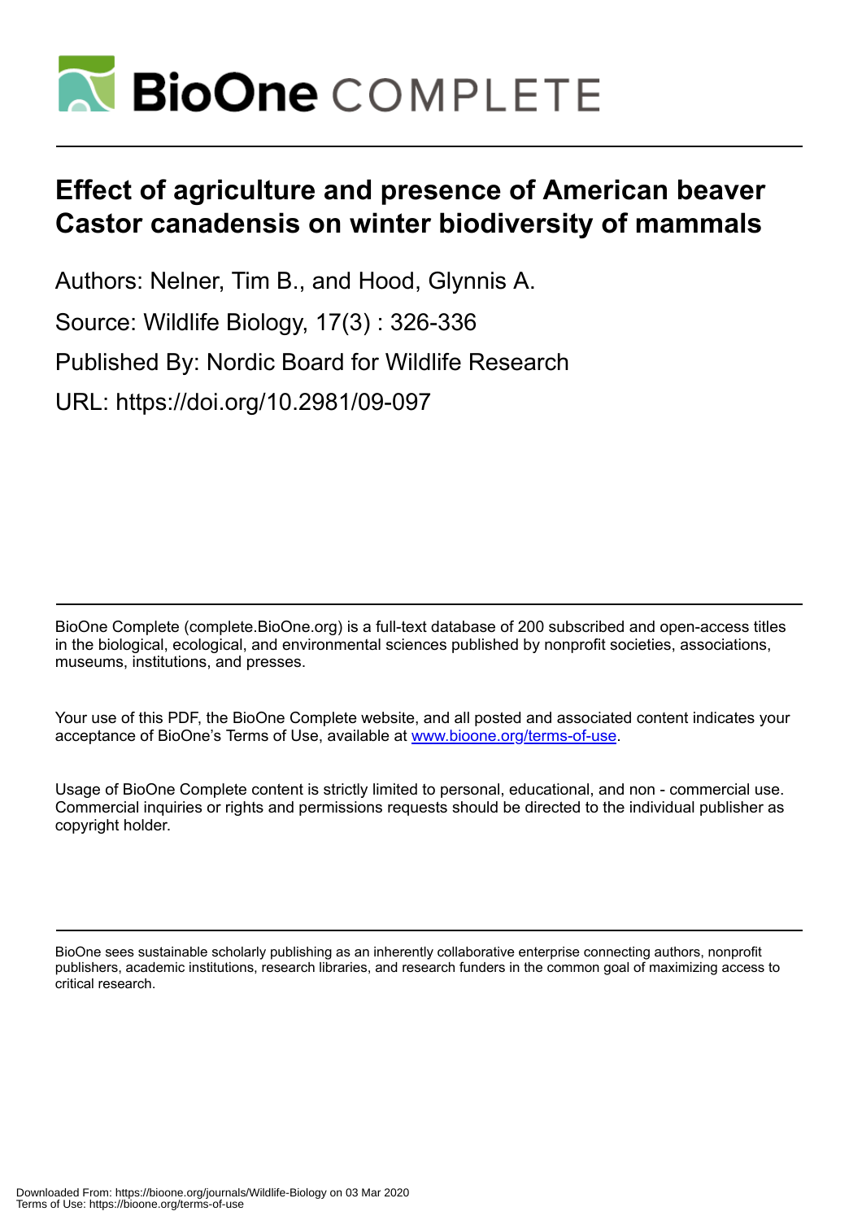# BioOne COMPLETE

# Effect of agriculture and presence of American beaver Castor canadensis on winter biodiversity of mammals

Authors: Nelner, Tim B., and Hood, Glynnis A.

Source: Wildlife Biology, 17(3) : 326-336

Published By: Nordic Board for Wildlife Research

URL: https://doi.org/10.2981/09-097

BioOne Complete (complete.BioOne.org) is a full-text database of 200 subscribed and open-access titles in the biological, ecological, and environmental sciences published by nonprofit societies, associations, museums, institutions, and presses.

Your use of this PDF, the BioOne Complete website, and all posted and associated content indicates your acceptance of BioOne's Terms of Use, available at www.bioone.org/terms-of-use.

Usage of BioOne Complete content is strictly limited to personal, educational, and non - commercial use. Commercial inquiries or rights and permissions requests should be directed to the individual publisher as copyright holder.

BioOne sees sustainable scholarly publishing as an inherently collaborative enterprise connecting authors, nonprofit publishers, academic institutions, research libraries, and research funders in the common goal of maximizing access to critical research.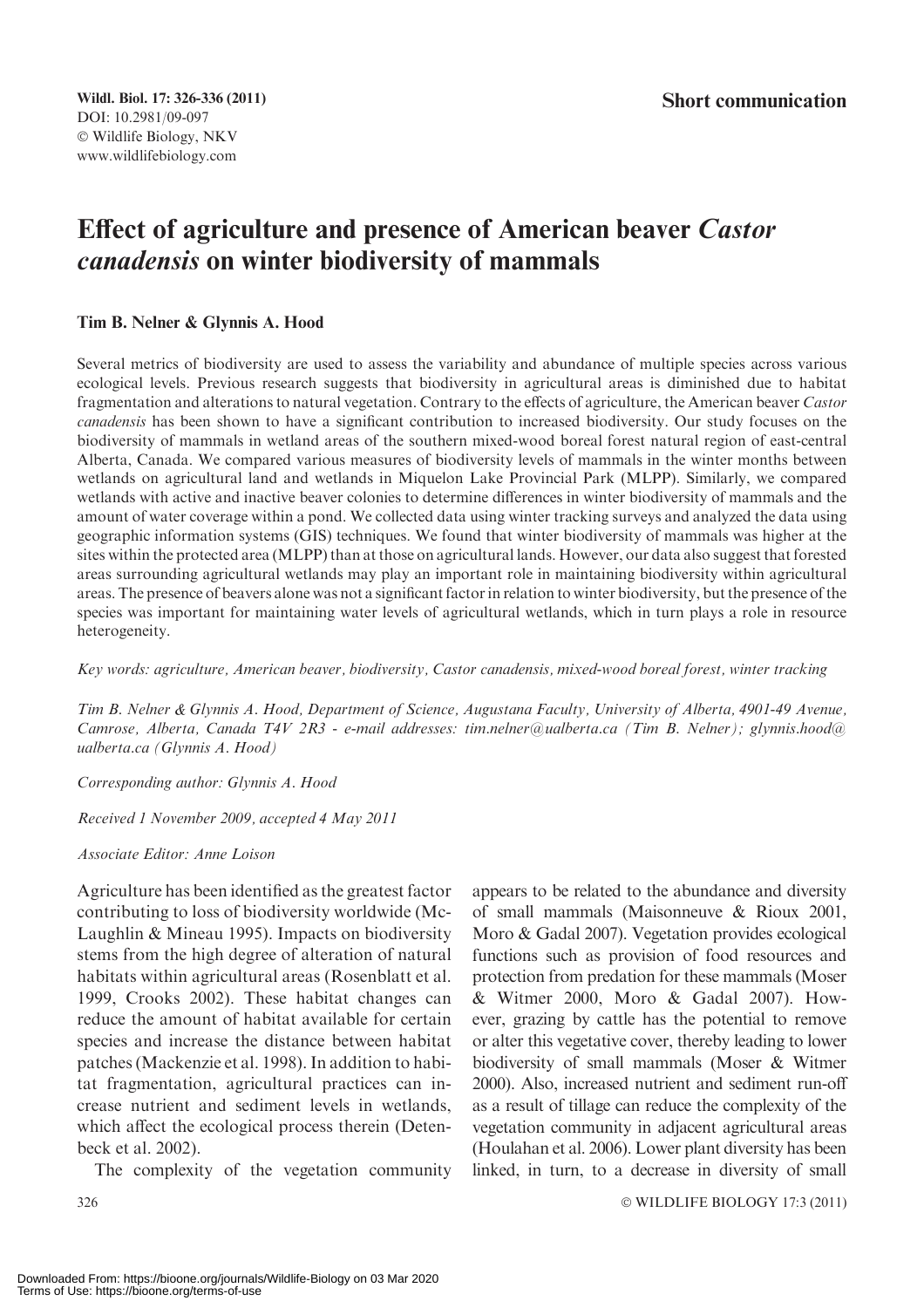Wildl. Biol. 17: 326-336 (2011)
DOI: 10.2981/09-097
© Wildlife Biology, NKV
www.wildlifebiology.com

**Short communication**

# Effect of agriculture and presence of American beaver *Castor canadensis* on winter biodiversity of mammals

**Tim B. Nelner & Glynnis A. Hood**

Several metrics of biodiversity are used to assess the variability and abundance of multiple species across various ecological levels. Previous research suggests that biodiversity in agricultural areas is diminished due to habitat fragmentation and alterations to natural vegetation. Contrary to the effects of agriculture, the American beaver *Castor canadensis* has been shown to have a significant contribution to increased biodiversity. Our study focuses on the biodiversity of mammals in wetland areas of the southern mixed-wood boreal forest natural region of east-central Alberta, Canada. We compared various measures of biodiversity levels of mammals in the winter months between wetlands on agricultural land and wetlands in Miquelon Lake Provincial Park (MLPP). Similarly, we compared wetlands with active and inactive beaver colonies to determine differences in winter biodiversity of mammals and the amount of water coverage within a pond. We collected data using winter tracking surveys and analyzed the data using geographic information systems (GIS) techniques. We found that winter biodiversity of mammals was higher at the sites within the protected area (MLPP) than at those on agricultural lands. However, our data also suggest that forested areas surrounding agricultural wetlands may play an important role in maintaining biodiversity within agricultural areas. The presence of beavers alone was not a significant factor in relation to winter biodiversity, but the presence of the species was important for maintaining water levels of agricultural wetlands, which in turn plays a role in resource heterogeneity.

*Key words: agriculture, American beaver, biodiversity, Castor canadensis, mixed-wood boreal forest, winter tracking*

*Tim B. Nelner & Glynnis A. Hood, Department of Science, Augustana Faculty, University of Alberta, 4901-49 Avenue, Camrose, Alberta, Canada T4V 2R3 - e-mail addresses: tim.nelner@ualberta.ca (Tim B. Nelner); glynnis.hood@ualberta.ca (Glynnis A. Hood)*

*Corresponding author: Glynnis A. Hood*

*Received 1 November 2009, accepted 4 May 2011*

*Associate Editor: Anne Loison*

Agriculture has been identified as the greatest factor contributing to loss of biodiversity worldwide (McLaughlin & Mineau 1995). Impacts on biodiversity stems from the high degree of alteration of natural habitats within agricultural areas (Rosenblatt et al. 1999, Crooks 2002). These habitat changes can reduce the amount of habitat available for certain species and increase the distance between habitat patches (Mackenzie et al. 1998). In addition to habitat fragmentation, agricultural practices can increase nutrient and sediment levels in wetlands, which affect the ecological process therein (Detenbeck et al. 2002).

The complexity of the vegetation community appears to be related to the abundance and diversity of small mammals (Maisonneuve & Rioux 2001, Moro & Gadal 2007). Vegetation provides ecological functions such as provision of food resources and protection from predation for these mammals (Moser & Witmer 2000, Moro & Gadal 2007). However, grazing by cattle has the potential to remove or alter this vegetative cover, thereby leading to lower biodiversity of small mammals (Moser & Witmer 2000). Also, increased nutrient and sediment run-off as a result of tillage can reduce the complexity of the vegetation community in adjacent agricultural areas (Houlahan et al. 2006). Lower plant diversity has been linked, in turn, to a decrease in diversity of small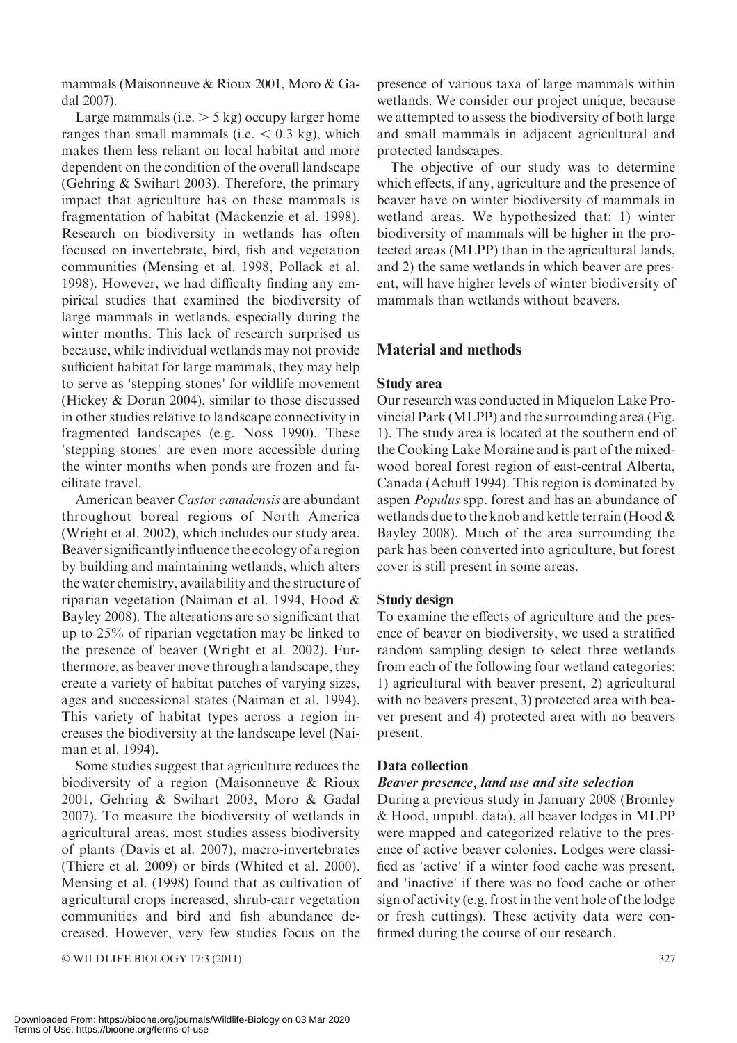mammals (Maisonneuve & Rioux 2001, Moro & Gadal 2007).

Large mammals (i.e. $> 5$ kg) occupy larger home ranges than small mammals (i.e. $< 0.3$ kg), which makes them less reliant on local habitat and more dependent on the condition of the overall landscape (Gehring & Swihart 2003). Therefore, the primary impact that agriculture has on these mammals is fragmentation of habitat (Mackenzie et al. 1998). Research on biodiversity in wetlands has often focused on invertebrate, bird, fish and vegetation communities (Mensing et al. 1998, Pollack et al. 1998). However, we had difficulty finding any empirical studies that examined the biodiversity of large mammals in wetlands, especially during the winter months. This lack of research surprised us because, while individual wetlands may not provide sufficient habitat for large mammals, they may help to serve as 'stepping stones' for wildlife movement (Hickey & Doran 2004), similar to those discussed in other studies relative to landscape connectivity in fragmented landscapes (e.g. Noss 1990). These 'stepping stones' are even more accessible during the winter months when ponds are frozen and facilitate travel.

American beaver *Castor canadensis* are abundant throughout boreal regions of North America (Wright et al. 2002), which includes our study area. Beaver significantly influence the ecology of a region by building and maintaining wetlands, which alters the water chemistry, availability and the structure of riparian vegetation (Naiman et al. 1994, Hood & Bayley 2008). The alterations are so significant that up to 25% of riparian vegetation may be linked to the presence of beaver (Wright et al. 2002). Furthermore, as beaver move through a landscape, they create a variety of habitat patches of varying sizes, ages and successional states (Naiman et al. 1994). This variety of habitat types across a region increases the biodiversity at the landscape level (Naiman et al. 1994).

Some studies suggest that agriculture reduces the biodiversity of a region (Maisonneuve & Rioux 2001, Gehring & Swihart 2003, Moro & Gadal 2007). To measure the biodiversity of wetlands in agricultural areas, most studies assess biodiversity of plants (Davis et al. 2007), macro-invertebrates (Thiere et al. 2009) or birds (Whited et al. 2000). Mensing et al. (1998) found that as cultivation of agricultural crops increased, shrub-carr vegetation communities and bird and fish abundance decreased. However, very few studies focus on the presence of various taxa of large mammals within wetlands. We consider our project unique, because we attempted to assess the biodiversity of both large and small mammals in adjacent agricultural and protected landscapes.

The objective of our study was to determine which effects, if any, agriculture and the presence of beaver have on winter biodiversity of mammals in wetland areas. We hypothesized that: 1) winter biodiversity of mammals will be higher in the protected areas (MLPP) than in the agricultural lands, and 2) the same wetlands in which beaver are present, will have higher levels of winter biodiversity of mammals than wetlands without beavers.

## Material and methods

### Study area

Our research was conducted in Miquelon Lake Provincial Park (MLPP) and the surrounding area (Fig. 1). The study area is located at the southern end of the Cooking Lake Moraine and is part of the mixedwood boreal forest region of east-central Alberta, Canada (Achuff 1994). This region is dominated by aspen *Populus* spp. forest and has an abundance of wetlands due to the knob and kettle terrain (Hood & Bayley 2008). Much of the area surrounding the park has been converted into agriculture, but forest cover is still present in some areas.

### Study design

To examine the effects of agriculture and the presence of beaver on biodiversity, we used a stratified random sampling design to select three wetlands from each of the following four wetland categories: 1) agricultural with beaver present, 2) agricultural with no beavers present, 3) protected area with beaver present and 4) protected area with no beavers present.

### Data collection

#### *Beaver presence, land use and site selection*

During a previous study in January 2008 (Bromley & Hood, unpubl. data), all beaver lodges in MLPP were mapped and categorized relative to the presence of active beaver colonies. Lodges were classified as 'active' if a winter food cache was present, and 'inactive' if there was no food cache or other sign of activity (e.g. frost in the vent hole of the lodge or fresh cuttings). These activity data were confirmed during the course of our research.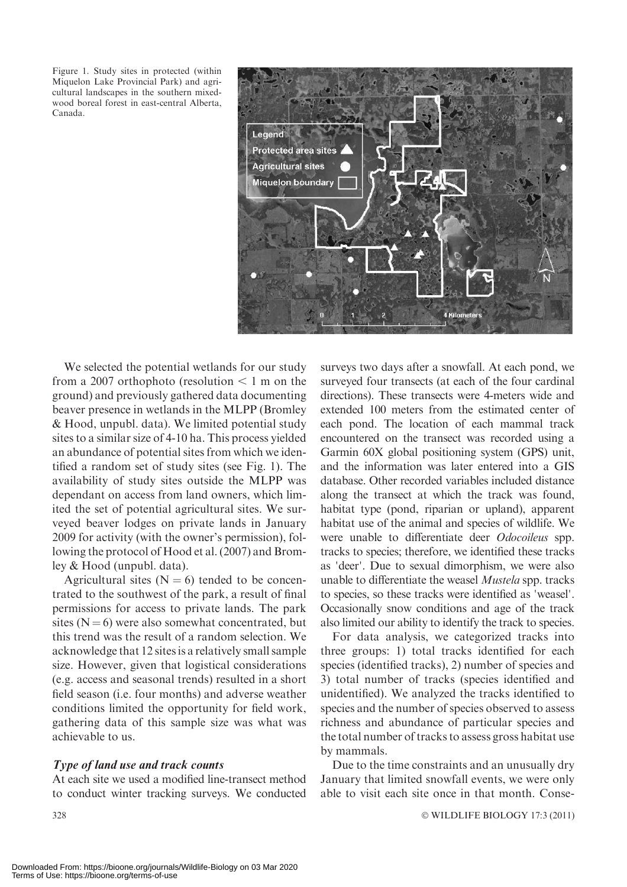Figure 1. Study sites in protected (within Miquelon Lake Provincial Park) and agricultural landscapes in the southern mixed-wood boreal forest in east-central Alberta, Canada.

We selected the potential wetlands for our study from a 2007 orthophoto (resolution < 1 m on the ground) and previously gathered data documenting beaver presence in wetlands in the MLPP (Bromley & Hood, unpubl. data). We limited potential study sites to a similar size of 4-10 ha. This process yielded an abundance of potential sites from which we identified a random set of study sites (see Fig. 1). The availability of study sites outside the MLPP was dependant on access from land owners, which limited the set of potential agricultural sites. We surveyed beaver lodges on private lands in January 2009 for activity (with the owner's permission), following the protocol of Hood et al. (2007) and Bromley & Hood (unpubl. data).

Agricultural sites (N = 6) tended to be concentrated to the southwest of the park, a result of final permissions for access to private lands. The park sites (N = 6) were also somewhat concentrated, but this trend was the result of a random selection. We acknowledge that 12 sites is a relatively small sample size. However, given that logistical considerations (e.g. access and seasonal trends) resulted in a short field season (i.e. four months) and adverse weather conditions limited the opportunity for field work, gathering data of this sample size was what was achievable to us.

### *Type of land use and track counts*

At each site we used a modified line-transect method to conduct winter tracking surveys. We conducted surveys two days after a snowfall. At each pond, we surveyed four transects (at each of the four cardinal directions). These transects were 4-meters wide and extended 100 meters from the estimated center of each pond. The location of each mammal track encountered on the transect was recorded using a Garmin 60X global positioning system (GPS) unit, and the information was later entered into a GIS database. Other recorded variables included distance along the transect at which the track was found, habitat type (pond, riparian or upland), apparent habitat use of the animal and species of wildlife. We were unable to differentiate deer *Odocoileus* spp. tracks to species; therefore, we identified these tracks as 'deer'. Due to sexual dimorphism, we were also unable to differentiate the weasel *Mustela* spp. tracks to species, so these tracks were identified as 'weasel'. Occasionally snow conditions and age of the track also limited our ability to identify the track to species.

For data analysis, we categorized tracks into three groups: 1) total tracks identified for each species (identified tracks), 2) number of species and 3) total number of tracks (species identified and unidentified). We analyzed the tracks identified to species and the number of species observed to assess richness and abundance of particular species and the total number of tracks to assess gross habitat use by mammals.

Due to the time constraints and an unusually dry January that limited snowfall events, we were only able to visit each site once in that month. Conse-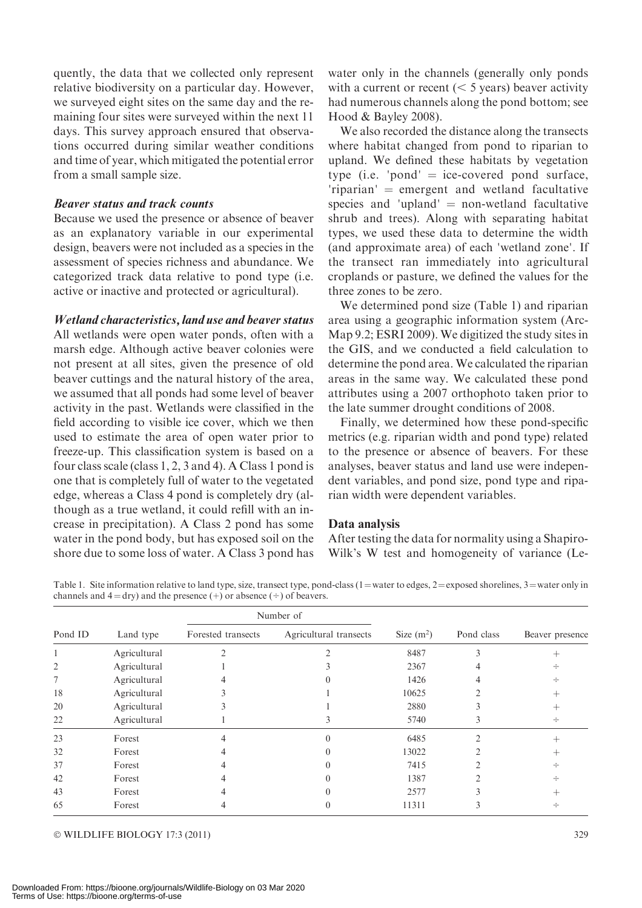quently, the data that we collected only represent relative biodiversity on a particular day. However, we surveyed eight sites on the same day and the remaining four sites were surveyed within the next 11 days. This survey approach ensured that observations occurred during similar weather conditions and time of year, which mitigated the potential error from a small sample size.

### *Beaver status and track counts*

Because we used the presence or absence of beaver as an explanatory variable in our experimental design, beavers were not included as a species in the assessment of species richness and abundance. We categorized track data relative to pond type (i.e. active or inactive and protected or agricultural).

### *Wetland characteristics, land use and beaver status*

All wetlands were open water ponds, often with a marsh edge. Although active beaver colonies were not present at all sites, given the presence of old beaver cuttings and the natural history of the area, we assumed that all ponds had some level of beaver activity in the past. Wetlands were classified in the field according to visible ice cover, which we then used to estimate the area of open water prior to freeze-up. This classification system is based on a four class scale (class 1, 2, 3 and 4). A Class 1 pond is one that is completely full of water to the vegetated edge, whereas a Class 4 pond is completely dry (although as a true wetland, it could refill with an increase in precipitation). A Class 2 pond has some water in the pond body, but has exposed soil on the shore due to some loss of water. A Class 3 pond has water only in the channels (generally only ponds with a current or recent (< 5 years) beaver activity had numerous channels along the pond bottom; see Hood & Bayley 2008).

We also recorded the distance along the transects where habitat changed from pond to riparian to upland. We defined these habitats by vegetation type (i.e. 'pond' = ice-covered pond surface, 'riparian' = emergent and wetland facultative species and 'upland' = non-wetland facultative shrub and trees). Along with separating habitat types, we used these data to determine the width (and approximate area) of each 'wetland zone'. If the transect ran immediately into agricultural croplands or pasture, we defined the values for the three zones to be zero.

We determined pond size (Table 1) and riparian area using a geographic information system (ArcMap 9.2; ESRI 2009). We digitized the study sites in the GIS, and we conducted a field calculation to determine the pond area. We calculated the riparian areas in the same way. We calculated these pond attributes using a 2007 orthophoto taken prior to the late summer drought conditions of 2008.

Finally, we determined how these pond-specific metrics (e.g. riparian width and pond type) related to the presence or absence of beavers. For these analyses, beaver status and land use were independent variables, and pond size, pond type and riparian width were dependent variables.

## Data analysis

After testing the data for normality using a Shapiro-Wilk's W test and homogeneity of variance (Le-

Table 1. Site information relative to land type, size, transect type, pond-class (1 = water to edges, 2 = exposed shorelines, 3 = water only in channels and 4 = dry) and the presence (+) or absence (÷) of beavers.

| Pond ID | Land type | Number of | | Size (m²) | Pond class | Beaver presence |
|---|---|---|---|---|---|---|
| | | Forested transects | Agricultural transects | | | |
| 1 | Agricultural | 2 | 2 | 8487 | 3 | + |
| 2 | Agricultural | 1 | 3 | 2367 | 4 | ÷ |
| 7 | Agricultural | 4 | 0 | 1426 | 4 | ÷ |
| 18 | Agricultural | 3 | 1 | 10625 | 2 | + |
| 20 | Agricultural | 3 | 1 | 2880 | 3 | + |
| 22 | Agricultural | 1 | 3 | 5740 | 3 | ÷ |
| 23 | Forest | 4 | 0 | 6485 | 2 | + |
| 32 | Forest | 4 | 0 | 13022 | 2 | + |
| 37 | Forest | 4 | 0 | 7415 | 2 | ÷ |
| 42 | Forest | 4 | 0 | 1387 | 2 | ÷ |
| 43 | Forest | 4 | 0 | 2577 | 3 | + |
| 65 | Forest | 4 | 0 | 11311 | 3 | ÷ |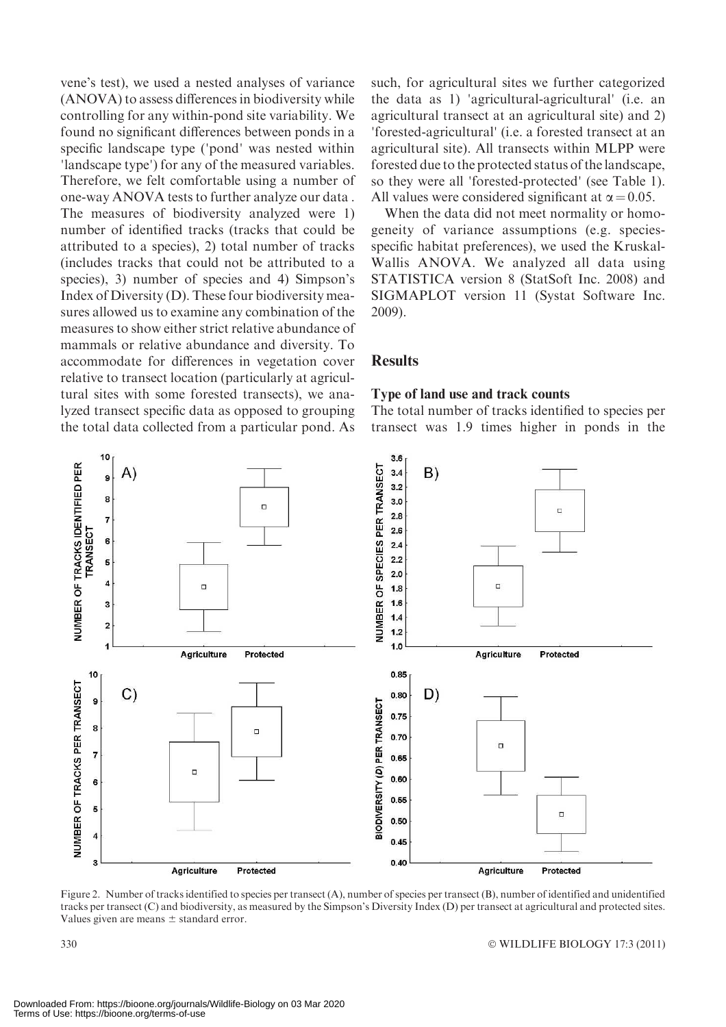vene's test), we used a nested analyses of variance (ANOVA) to assess differences in biodiversity while controlling for any within-pond site variability. We found no significant differences between ponds in a specific landscape type ('pond' was nested within 'landscape type') for any of the measured variables. Therefore, we felt comfortable using a number of one-way ANOVA tests to further analyze our data . The measures of biodiversity analyzed were 1) number of identified tracks (tracks that could be attributed to a species), 2) total number of tracks (includes tracks that could not be attributed to a species), 3) number of species and 4) Simpson's Index of Diversity (D). These four biodiversity measures allowed us to examine any combination of the measures to show either strict relative abundance of mammals or relative abundance and diversity. To accommodate for differences in vegetation cover relative to transect location (particularly at agricultural sites with some forested transects), we analyzed transect specific data as opposed to grouping the total data collected from a particular pond. As such, for agricultural sites we further categorized the data as 1) 'agricultural-agricultural' (i.e. an agricultural transect at an agricultural site) and 2) 'forested-agricultural' (i.e. a forested transect at an agricultural site). All transects within MLPP were forested due to the protected status of the landscape, so they were all 'forested-protected' (see Table 1). All values were considered significant at $\alpha = 0.05$.

When the data did not meet normality or homogeneity of variance assumptions (e.g. species-specific habitat preferences), we used the Kruskal-Wallis ANOVA. We analyzed all data using STATISTICA version 8 (StatSoft Inc. 2008) and SIGMAPLOT version 11 (Systat Software Inc. 2009).

## Results

### Type of land use and track counts

The total number of tracks identified to species per transect was 1.9 times higher in ponds in the

Figure 2. Number of tracks identified to species per transect (A), number of species per transect (B), number of identified and unidentified tracks per transect (C) and biodiversity, as measured by the Simpson's Diversity Index (D) per transect at agricultural and protected sites. Values given are means ± standard error.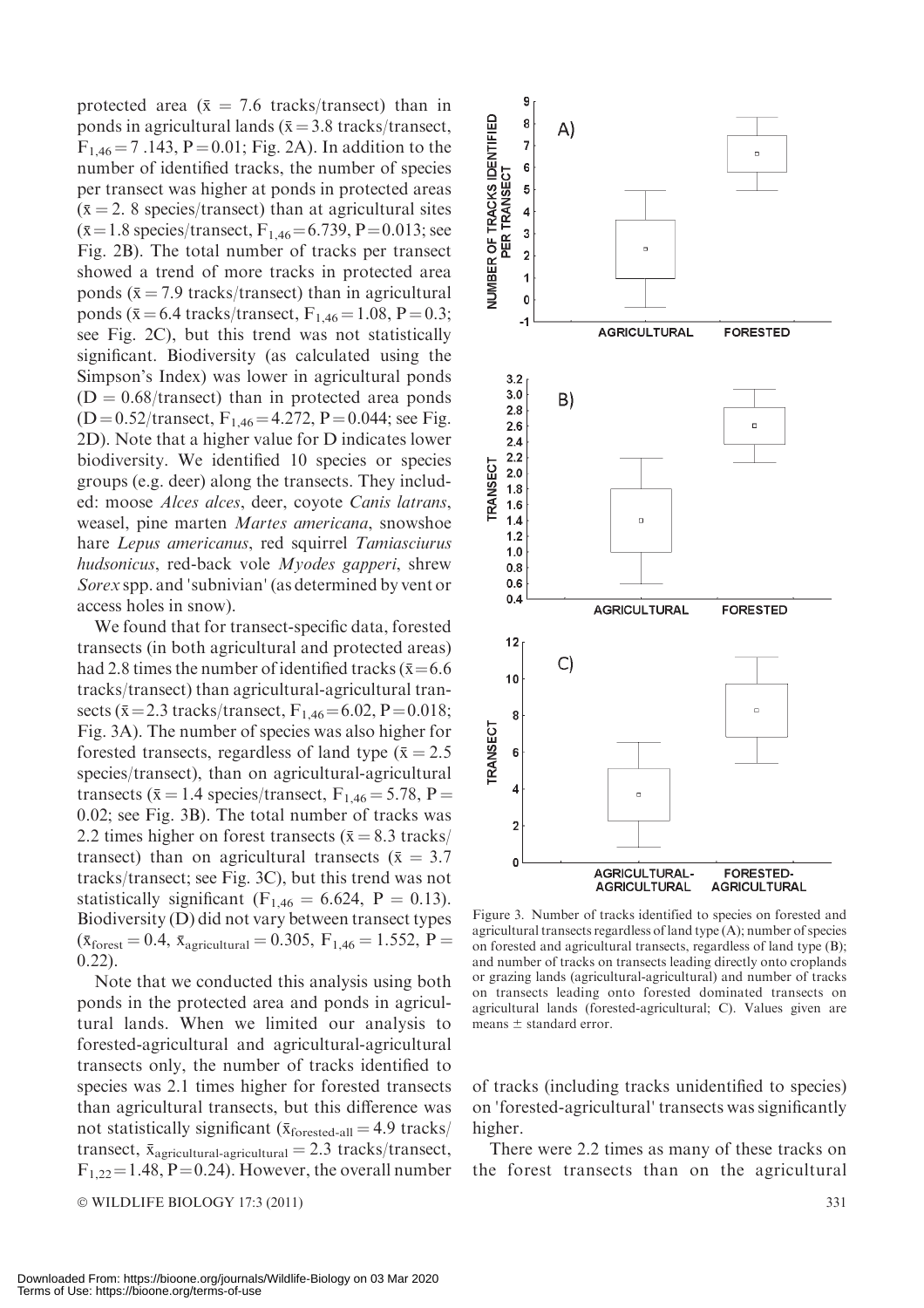protected area ($\bar{x}$ = 7.6 tracks/transect) than in ponds in agricultural lands ($\bar{x}$ = 3.8 tracks/transect, $F_{1,46}$ = 7 .143, P = 0.01; Fig. 2A). In addition to the number of identified tracks, the number of species per transect was higher at ponds in protected areas ($\bar{x}$ = 2. 8 species/transect) than at agricultural sites ($\bar{x}$ = 1.8 species/transect, $F_{1,46}$ = 6.739, P = 0.013; see Fig. 2B). The total number of tracks per transect showed a trend of more tracks in protected area ponds ($\bar{x}$ = 7.9 tracks/transect) than in agricultural ponds ($\bar{x}$ = 6.4 tracks/transect, $F_{1,46}$ = 1.08, P = 0.3; see Fig. 2C), but this trend was not statistically significant. Biodiversity (as calculated using the Simpson's Index) was lower in agricultural ponds (D = 0.68/transect) than in protected area ponds (D = 0.52/transect, $F_{1,46}$ = 4.272, P = 0.044; see Fig. 2D). Note that a higher value for D indicates lower biodiversity. We identified 10 species or species groups (e.g. deer) along the transects. They included: moose *Alces alces*, deer, coyote *Canis latrans*, weasel, pine marten *Martes americana*, snowshoe hare *Lepus americanus*, red squirrel *Tamiasciurus hudsonicus*, red-back vole *Myodes gapperi*, shrew *Sorex* spp. and 'subnivian' (as determined by vent or access holes in snow).

We found that for transect-specific data, forested transects (in both agricultural and protected areas) had 2.8 times the number of identified tracks ($\bar{x}$ = 6.6 tracks/transect) than agricultural-agricultural transects ($\bar{x}$ = 2.3 tracks/transect, $F_{1,46}$ = 6.02, P = 0.018; Fig. 3A). The number of species was also higher for forested transects, regardless of land type ($\bar{x}$ = 2.5 species/transect), than on agricultural-agricultural transects ($\bar{x}$ = 1.4 species/transect, $F_{1,46}$ = 5.78, P = 0.02; see Fig. 3B). The total number of tracks was 2.2 times higher on forest transects ($\bar{x}$ = 8.3 tracks/transect) than on agricultural transects ($\bar{x}$ = 3.7 tracks/transect; see Fig. 3C), but this trend was not statistically significant ($F_{1,46}$ = 6.624, P = 0.13). Biodiversity (D) did not vary between transect types ($\bar{x}_{forest}$ = 0.4, $\bar{x}_{agricultural}$ = 0.305, $F_{1,46}$ = 1.552, P = 0.22).

Note that we conducted this analysis using both ponds in the protected area and ponds in agricultural lands. When we limited our analysis to forested-agricultural and agricultural-agricultural transects only, the number of tracks identified to species was 2.1 times higher for forested transects than agricultural transects, but this difference was not statistically significant ($\bar{x}_{forested\text{-}all}$ = 4.9 tracks/transect, $\bar{x}_{agricultural\text{-}agricultural}$ = 2.3 tracks/transect, $F_{1,22}$ = 1.48, P = 0.24). However, the overall number of tracks (including tracks unidentified to species) on 'forested-agricultural' transects was significantly higher.

Figure 3. Number of tracks identified to species on forested and agricultural transects regardless of land type (A); number of species on forested and agricultural transects, regardless of land type (B); and number of tracks on transects leading directly onto croplands or grazing lands (agricultural-agricultural) and number of tracks on transects leading onto forested dominated transects on agricultural lands (forested-agricultural; C). Values given are means ± standard error.

There were 2.2 times as many of these tracks on the forest transects than on the agricultural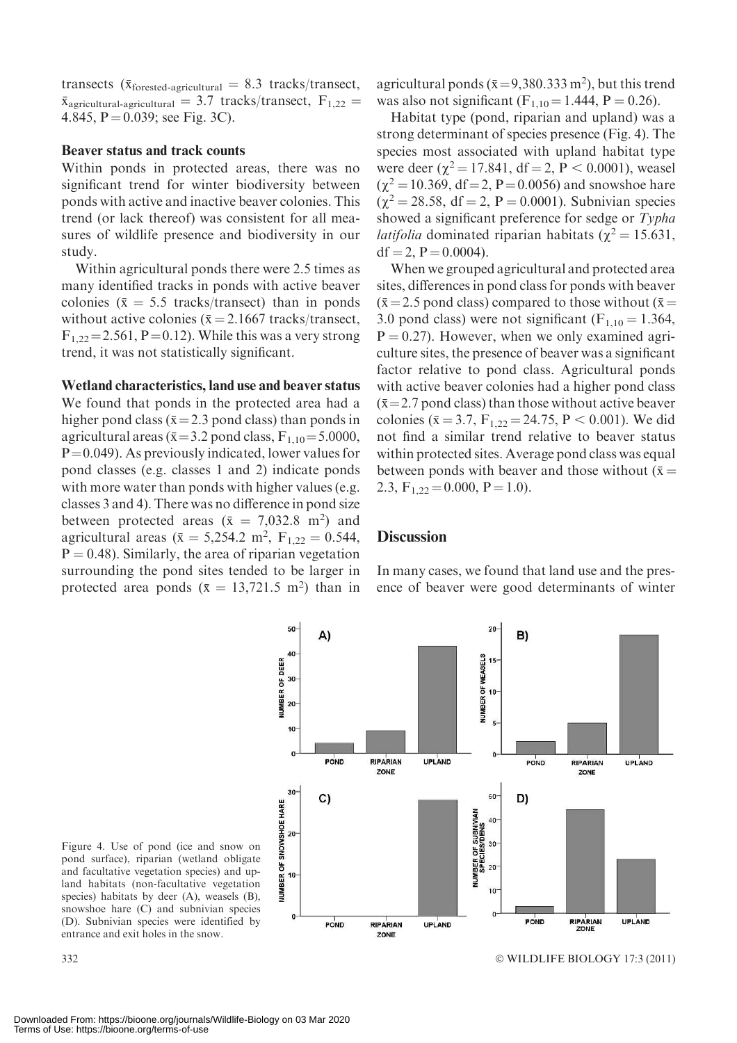transects ($\bar{x}_{forested\text{-}agricultural}$ = 8.3 tracks/transect, $\bar{x}_{agricultural\text{-}agricultural}$ = 3.7 tracks/transect, $F_{1,22}$ = 4.845, P = 0.039; see Fig. 3C).

### Beaver status and track counts

Within ponds in protected areas, there was no significant trend for winter biodiversity between ponds with active and inactive beaver colonies. This trend (or lack thereof) was consistent for all measures of wildlife presence and biodiversity in our study.

Within agricultural ponds there were 2.5 times as many identified tracks in ponds with active beaver colonies ($\bar{x}$ = 5.5 tracks/transect) than in ponds without active colonies ($\bar{x}$ = 2.1667 tracks/transect, $F_{1,22}$ = 2.561, P = 0.12). While this was a very strong trend, it was not statistically significant.

### Wetland characteristics, land use and beaver status

We found that ponds in the protected area had a higher pond class ($\bar{x}$ = 2.3 pond class) than ponds in agricultural areas ($\bar{x}$ = 3.2 pond class, $F_{1,10}$ = 5.0000, P = 0.049). As previously indicated, lower values for pond classes (e.g. classes 1 and 2) indicate ponds with more water than ponds with higher values (e.g. classes 3 and 4). There was no difference in pond size between protected areas ($\bar{x}$ = 7,032.8 $m^2$) and agricultural areas ($\bar{x}$ = 5,254.2 $m^2$, $F_{1,22}$ = 0.544, P = 0.48). Similarly, the area of riparian vegetation surrounding the pond sites tended to be larger in protected area ponds ($\bar{x}$ = 13,721.5 $m^2$) than in agricultural ponds ($\bar{x}$ = 9,380.333 $m^2$), but this trend was also not significant ($F_{1,10}$ = 1.444, P = 0.26).

Habitat type (pond, riparian and upland) was a strong determinant of species presence (Fig. 4). The species most associated with upland habitat type were deer ($\chi^2$ = 17.841, df = 2, P < 0.0001), weasel ($\chi^2$ = 10.369, df = 2, P = 0.0056) and snowshoe hare ($\chi^2$ = 28.58, df = 2, P = 0.0001). Subnivian species showed a significant preference for sedge or *Typha latifolia* dominated riparian habitats ($\chi^2$ = 15.631, df = 2, P = 0.0004).

When we grouped agricultural and protected area sites, differences in pond class for ponds with beaver ($\bar{x}$ = 2.5 pond class) compared to those without ($\bar{x}$ = 3.0 pond class) were not significant ($F_{1,10}$ = 1.364, P = 0.27). However, when we only examined agriculture sites, the presence of beaver was a significant factor relative to pond class. Agricultural ponds with active beaver colonies had a higher pond class ($\bar{x}$ = 2.7 pond class) than those without active beaver colonies ($\bar{x}$ = 3.7, $F_{1,22}$ = 24.75, P < 0.001). We did not find a similar trend relative to beaver status within protected sites. Average pond class was equal between ponds with beaver and those without ($\bar{x}$ = 2.3, $F_{1,22}$ = 0.000, P = 1.0).

## Discussion

In many cases, we found that land use and the presence of beaver were good determinants of winter

Figure 4. Use of pond (ice and snow on pond surface), riparian (wetland obligate and facultative vegetation species) and upland habitats (non-facultative vegetation species) habitats by deer (A), weasels (B), snowshoe hare (C) and subnivian species (D). Subnivian species were identified by entrance and exit holes in the snow.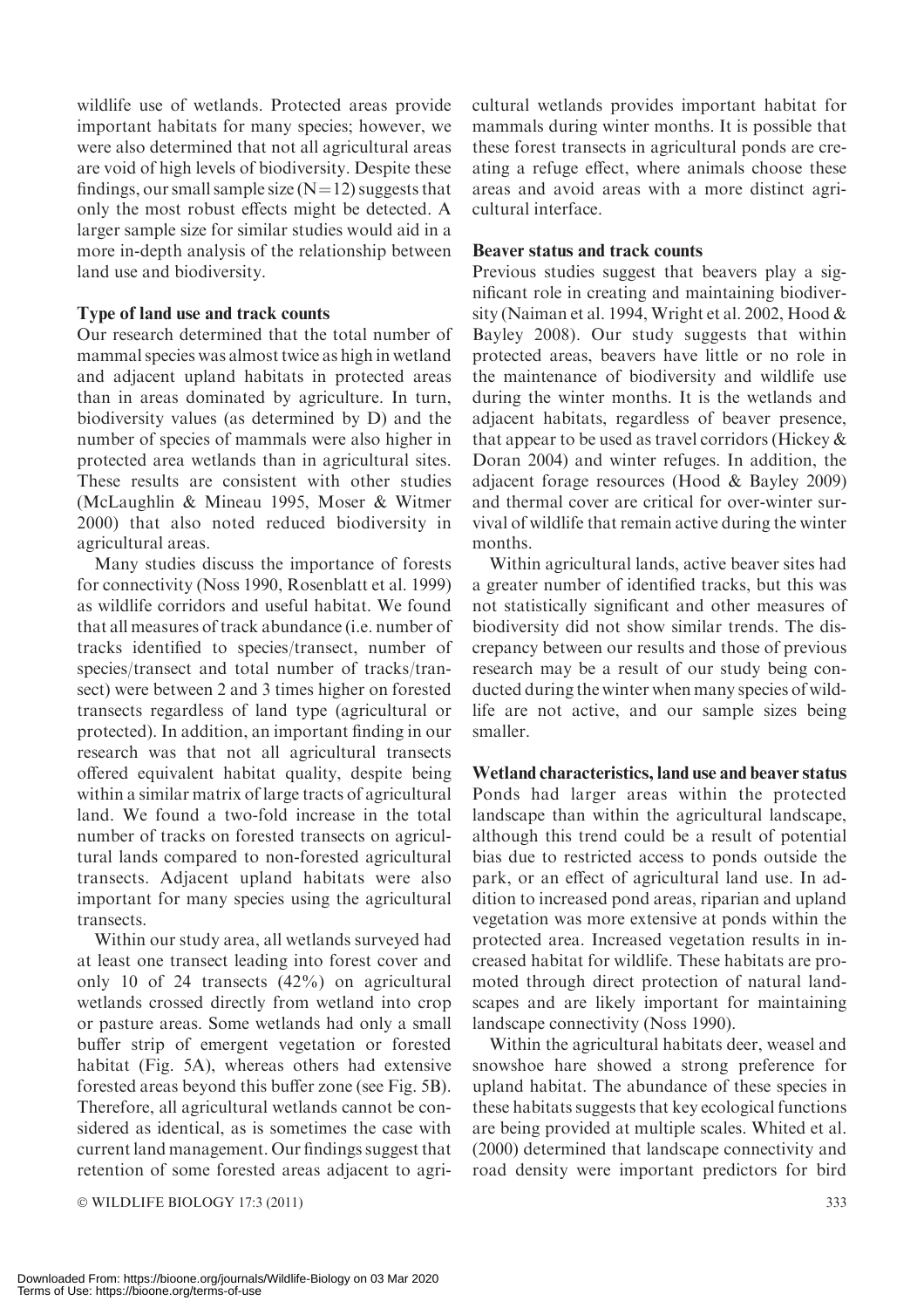wildlife use of wetlands. Protected areas provide important habitats for many species; however, we were also determined that not all agricultural areas are void of high levels of biodiversity. Despite these findings, our small sample size (N=12) suggests that only the most robust effects might be detected. A larger sample size for similar studies would aid in a more in-depth analysis of the relationship between land use and biodiversity.

### Type of land use and track counts

Our research determined that the total number of mammal species was almost twice as high in wetland and adjacent upland habitats in protected areas than in areas dominated by agriculture. In turn, biodiversity values (as determined by D) and the number of species of mammals were also higher in protected area wetlands than in agricultural sites. These results are consistent with other studies (McLaughlin & Mineau 1995, Moser & Witmer 2000) that also noted reduced biodiversity in agricultural areas.

Many studies discuss the importance of forests for connectivity (Noss 1990, Rosenblatt et al. 1999) as wildlife corridors and useful habitat. We found that all measures of track abundance (i.e. number of tracks identified to species/transect, number of species/transect and total number of tracks/transect) were between 2 and 3 times higher on forested transects regardless of land type (agricultural or protected). In addition, an important finding in our research was that not all agricultural transects offered equivalent habitat quality, despite being within a similar matrix of large tracts of agricultural land. We found a two-fold increase in the total number of tracks on forested transects on agricultural lands compared to non-forested agricultural transects. Adjacent upland habitats were also important for many species using the agricultural transects.

Within our study area, all wetlands surveyed had at least one transect leading into forest cover and only 10 of 24 transects (42%) on agricultural wetlands crossed directly from wetland into crop or pasture areas. Some wetlands had only a small buffer strip of emergent vegetation or forested habitat (Fig. 5A), whereas others had extensive forested areas beyond this buffer zone (see Fig. 5B). Therefore, all agricultural wetlands cannot be considered as identical, as is sometimes the case with current land management. Our findings suggest that retention of some forested areas adjacent to agricultural wetlands provides important habitat for mammals during winter months. It is possible that these forest transects in agricultural ponds are creating a refuge effect, where animals choose these areas and avoid areas with a more distinct agricultural interface.

### Beaver status and track counts

Previous studies suggest that beavers play a significant role in creating and maintaining biodiversity (Naiman et al. 1994, Wright et al. 2002, Hood & Bayley 2008). Our study suggests that within protected areas, beavers have little or no role in the maintenance of biodiversity and wildlife use during the winter months. It is the wetlands and adjacent habitats, regardless of beaver presence, that appear to be used as travel corridors (Hickey & Doran 2004) and winter refuges. In addition, the adjacent forage resources (Hood & Bayley 2009) and thermal cover are critical for over-winter survival of wildlife that remain active during the winter months.

Within agricultural lands, active beaver sites had a greater number of identified tracks, but this was not statistically significant and other measures of biodiversity did not show similar trends. The discrepancy between our results and those of previous research may be a result of our study being conducted during the winter when many species of wildlife are not active, and our sample sizes being smaller.

### Wetland characteristics, land use and beaver status

Ponds had larger areas within the protected landscape than within the agricultural landscape, although this trend could be a result of potential bias due to restricted access to ponds outside the park, or an effect of agricultural land use. In addition to increased pond areas, riparian and upland vegetation was more extensive at ponds within the protected area. Increased vegetation results in increased habitat for wildlife. These habitats are promoted through direct protection of natural landscapes and are likely important for maintaining landscape connectivity (Noss 1990).

Within the agricultural habitats deer, weasel and snowshoe hare showed a strong preference for upland habitat. The abundance of these species in these habitats suggests that key ecological functions are being provided at multiple scales. Whited et al. (2000) determined that landscape connectivity and road density were important predictors for bird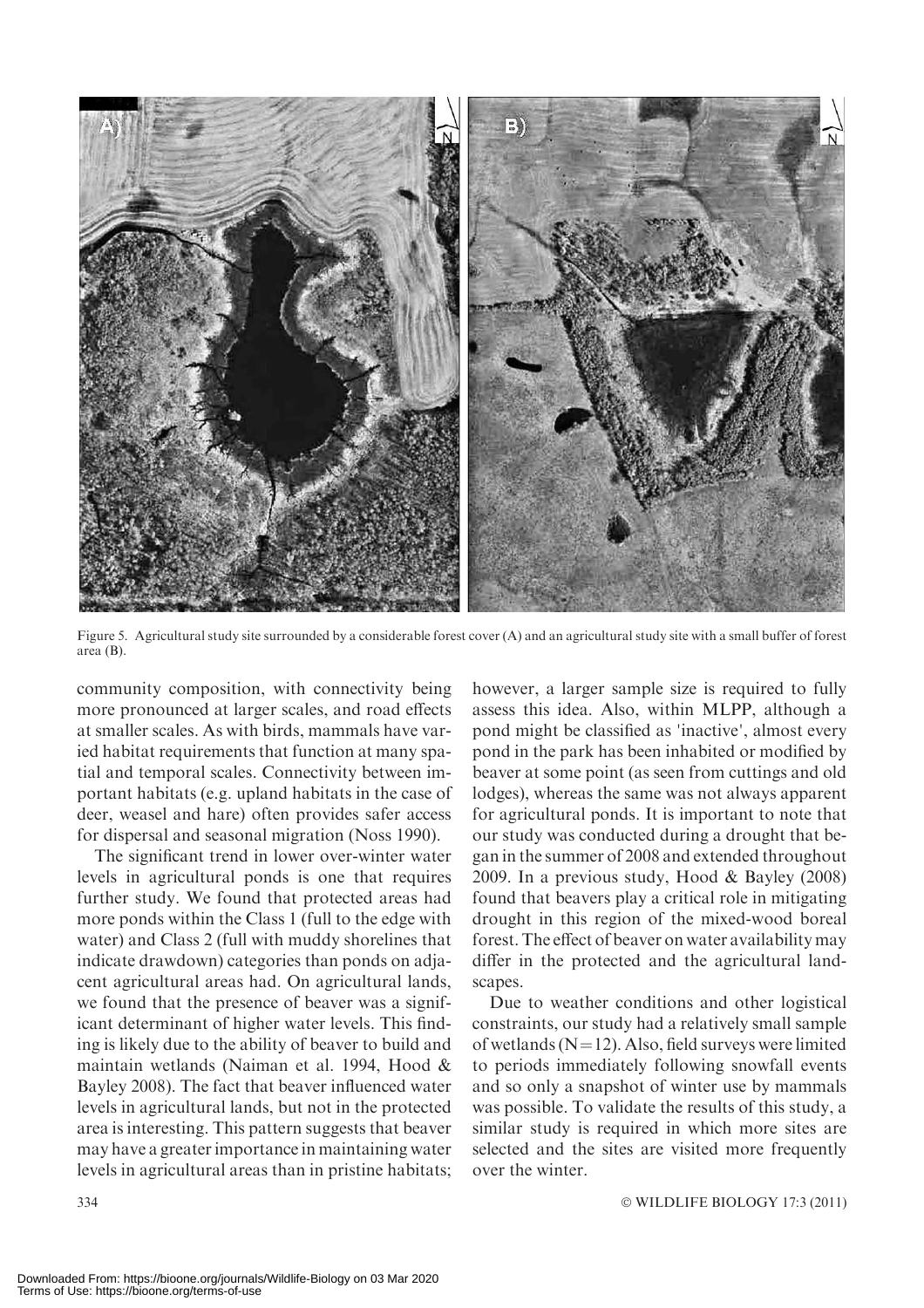Figure 5. Agricultural study site surrounded by a considerable forest cover (A) and an agricultural study site with a small buffer of forest area (B).

community composition, with connectivity being more pronounced at larger scales, and road effects at smaller scales. As with birds, mammals have varied habitat requirements that function at many spatial and temporal scales. Connectivity between important habitats (e.g. upland habitats in the case of deer, weasel and hare) often provides safer access for dispersal and seasonal migration (Noss 1990).

The significant trend in lower over-winter water levels in agricultural ponds is one that requires further study. We found that protected areas had more ponds within the Class 1 (full to the edge with water) and Class 2 (full with muddy shorelines that indicate drawdown) categories than ponds on adjacent agricultural areas had. On agricultural lands, we found that the presence of beaver was a significant determinant of higher water levels. This finding is likely due to the ability of beaver to build and maintain wetlands (Naiman et al. 1994, Hood & Bayley 2008). The fact that beaver influenced water levels in agricultural lands, but not in the protected area is interesting. This pattern suggests that beaver may have a greater importance in maintaining water levels in agricultural areas than in pristine habitats; however, a larger sample size is required to fully assess this idea. Also, within MLPP, although a pond might be classified as 'inactive', almost every pond in the park has been inhabited or modified by beaver at some point (as seen from cuttings and old lodges), whereas the same was not always apparent for agricultural ponds. It is important to note that our study was conducted during a drought that began in the summer of 2008 and extended throughout 2009. In a previous study, Hood & Bayley (2008) found that beavers play a critical role in mitigating drought in this region of the mixed-wood boreal forest. The effect of beaver on water availability may differ in the protected and the agricultural landscapes.

Due to weather conditions and other logistical constraints, our study had a relatively small sample of wetlands (N = 12). Also, field surveys were limited to periods immediately following snowfall events and so only a snapshot of winter use by mammals was possible. To validate the results of this study, a similar study is required in which more sites are selected and the sites are visited more frequently over the winter.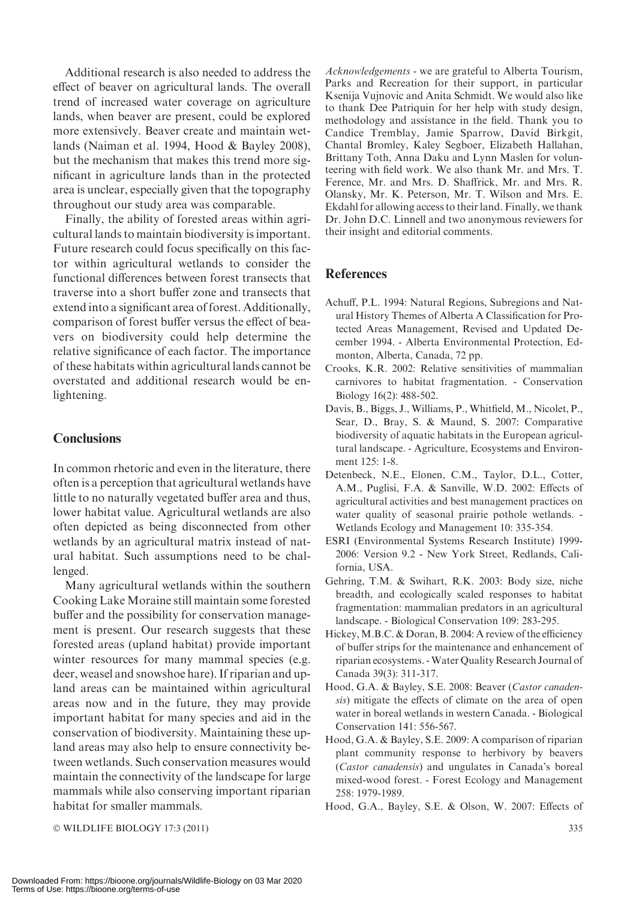Additional research is also needed to address the effect of beaver on agricultural lands. The overall trend of increased water coverage on agriculture lands, when beaver are present, could be explored more extensively. Beaver create and maintain wetlands (Naiman et al. 1994, Hood & Bayley 2008), but the mechanism that makes this trend more significant in agriculture lands than in the protected area is unclear, especially given that the topography throughout our study area was comparable.

Finally, the ability of forested areas within agricultural lands to maintain biodiversity is important. Future research could focus specifically on this factor within agricultural wetlands to consider the functional differences between forest transects that traverse into a short buffer zone and transects that extend into a significant area of forest. Additionally, comparison of forest buffer versus the effect of beavers on biodiversity could help determine the relative significance of each factor. The importance of these habitats within agricultural lands cannot be overstated and additional research would be enlightening.

## Conclusions

In common rhetoric and even in the literature, there often is a perception that agricultural wetlands have little to no naturally vegetated buffer area and thus, lower habitat value. Agricultural wetlands are also often depicted as being disconnected from other wetlands by an agricultural matrix instead of natural habitat. Such assumptions need to be challenged.

Many agricultural wetlands within the southern Cooking Lake Moraine still maintain some forested buffer and the possibility for conservation management is present. Our research suggests that these forested areas (upland habitat) provide important winter resources for many mammal species (e.g. deer, weasel and snowshoe hare). If riparian and upland areas can be maintained within agricultural areas now and in the future, they may provide important habitat for many species and aid in the conservation of biodiversity. Maintaining these upland areas may also help to ensure connectivity between wetlands. Such conservation measures would maintain the connectivity of the landscape for large mammals while also conserving important riparian habitat for smaller mammals.

*Acknowledgements* - we are grateful to Alberta Tourism, Parks and Recreation for their support, in particular Ksenija Vujnovic and Anita Schmidt. We would also like to thank Dee Patriquin for her help with study design, methodology and assistance in the field. Thank you to Candice Tremblay, Jamie Sparrow, David Birkgit, Chantal Bromley, Kaley Segboer, Elizabeth Hallahan, Brittany Toth, Anna Daku and Lynn Maslen for volunteering with field work. We also thank Mr. and Mrs. T. Ference, Mr. and Mrs. D. Shaffrick, Mr. and Mrs. R. Olansky, Mr. K. Peterson, Mr. T. Wilson and Mrs. E. Ekdahl for allowing access to their land. Finally, we thank Dr. John D.C. Linnell and two anonymous reviewers for their insight and editorial comments.

## References

Achuff, P.L. 1994: Natural Regions, Subregions and Natural History Themes of Alberta A Classification for Protected Areas Management, Revised and Updated December 1994. - Alberta Environmental Protection, Edmonton, Alberta, Canada, 72 pp.

Crooks, K.R. 2002: Relative sensitivities of mammalian carnivores to habitat fragmentation. - Conservation Biology 16(2): 488-502.

Davis, B., Biggs, J., Williams, P., Whitfield, M., Nicolet, P., Sear, D., Bray, S. & Maund, S. 2007: Comparative biodiversity of aquatic habitats in the European agricultural landscape. - Agriculture, Ecosystems and Environment 125: 1-8.

Detenbeck, N.E., Elonen, C.M., Taylor, D.L., Cotter, A.M., Puglisi, F.A. & Sanville, W.D. 2002: Effects of agricultural activities and best management practices on water quality of seasonal prairie pothole wetlands. - Wetlands Ecology and Management 10: 335-354.

ESRI (Environmental Systems Research Institute) 1999-2006: Version 9.2 - New York Street, Redlands, California, USA.

Gehring, T.M. & Swihart, R.K. 2003: Body size, niche breadth, and ecologically scaled responses to habitat fragmentation: mammalian predators in an agricultural landscape. - Biological Conservation 109: 283-295.

Hickey, M.B.C. & Doran, B. 2004: A review of the efficiency of buffer strips for the maintenance and enhancement of riparian ecosystems. - Water Quality Research Journal of Canada 39(3): 311-317.

Hood, G.A. & Bayley, S.E. 2008: Beaver (*Castor canadensis*) mitigate the effects of climate on the area of open water in boreal wetlands in western Canada. - Biological Conservation 141: 556-567.

Hood, G.A. & Bayley, S.E. 2009: A comparison of riparian plant community response to herbivory by beavers (*Castor canadensis*) and ungulates in Canada's boreal mixed-wood forest. - Forest Ecology and Management 258: 1979-1989.

Hood, G.A., Bayley, S.E. & Olson, W. 2007: Effects of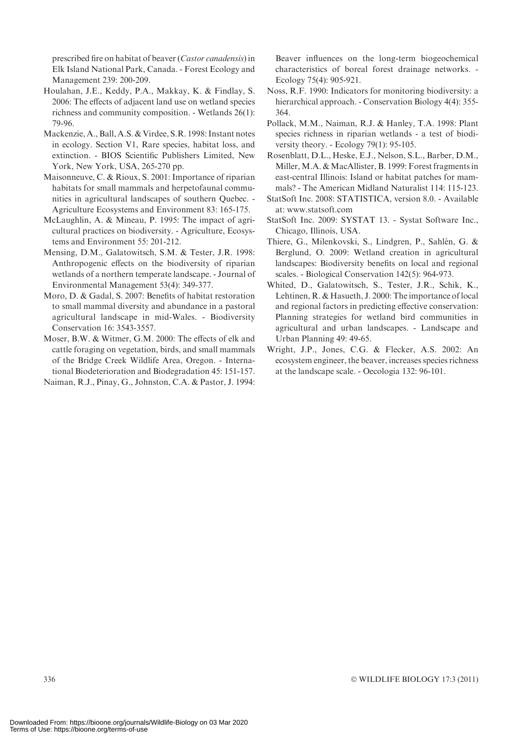prescribed fire on habitat of beaver (*Castor canadensis*) in Elk Island National Park, Canada. - Forest Ecology and Management 239: 200-209.

Houlahan, J.E., Keddy, P.A., Makkay, K. & Findlay, S. 2006: The effects of adjacent land use on wetland species richness and community composition. - Wetlands 26(1): 79-96.

Mackenzie, A., Ball, A.S. & Virdee, S.R. 1998: Instant notes in ecology. Section V1, Rare species, habitat loss, and extinction. - BIOS Scientific Publishers Limited, New York, New York, USA, 265-270 pp.

Maisonneuve, C. & Rioux, S. 2001: Importance of riparian habitats for small mammals and herpetofaunal communities in agricultural landscapes of southern Quebec. - Agriculture Ecosystems and Environment 83: 165-175.

McLaughlin, A. & Mineau, P. 1995: The impact of agricultural practices on biodiversity. - Agriculture, Ecosystems and Environment 55: 201-212.

Mensing, D.M., Galatowitsch, S.M. & Tester, J.R. 1998: Anthropogenic effects on the biodiversity of riparian wetlands of a northern temperate landscape. - Journal of Environmental Management 53(4): 349-377.

Moro, D. & Gadal, S. 2007: Benefits of habitat restoration to small mammal diversity and abundance in a pastoral agricultural landscape in mid-Wales. - Biodiversity Conservation 16: 3543-3557.

Moser, B.W. & Witmer, G.M. 2000: The effects of elk and cattle foraging on vegetation, birds, and small mammals of the Bridge Creek Wildlife Area, Oregon. - International Biodeterioration and Biodegradation 45: 151-157.

Naiman, R.J., Pinay, G., Johnston, C.A. & Pastor, J. 1994: Beaver influences on the long-term biogeochemical characteristics of boreal forest drainage networks. - Ecology 75(4): 905-921.

Noss, R.F. 1990: Indicators for monitoring biodiversity: a hierarchical approach. - Conservation Biology 4(4): 355-364.

Pollack, M.M., Naiman, R.J. & Hanley, T.A. 1998: Plant species richness in riparian wetlands - a test of biodiversity theory. - Ecology 79(1): 95-105.

Rosenblatt, D.L., Heske, E.J., Nelson, S.L., Barber, D.M., Miller, M.A. & MacAllister, B. 1999: Forest fragments in east-central Illinois: Island or habitat patches for mammals? - The American Midland Naturalist 114: 115-123.

StatSoft Inc. 2008: STATISTICA, version 8.0. - Available at: www.statsoft.com

StatSoft Inc. 2009: SYSTAT 13. - Systat Software Inc., Chicago, Illinois, USA.

Thiere, G., Milenkovski, S., Lindgren, P., Sahlén, G. & Berglund, O. 2009: Wetland creation in agricultural landscapes: Biodiversity benefits on local and regional scales. - Biological Conservation 142(5): 964-973.

Whited, D., Galatowitsch, S., Tester, J.R., Schik, K., Lehtinen, R. & Hasueth, J. 2000: The importance of local and regional factors in predicting effective conservation: Planning strategies for wetland bird communities in agricultural and urban landscapes. - Landscape and Urban Planning 49: 49-65.

Wright, J.P., Jones, C.G. & Flecker, A.S. 2002: An ecosystem engineer, the beaver, increases species richness at the landscape scale. - Oecologia 132: 96-101.